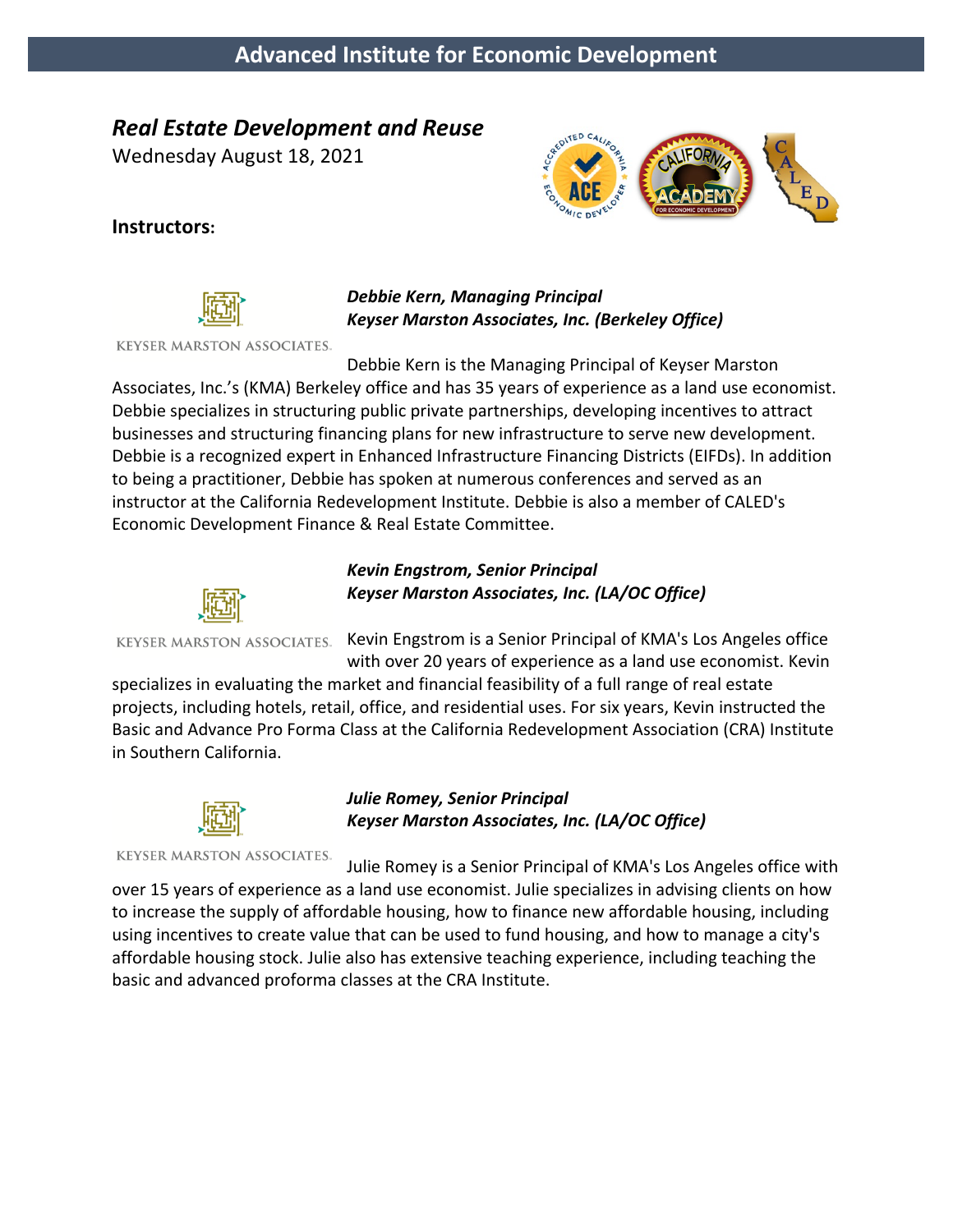# Advanced Institute for Economic Development

## *Real Estate Development and Reuse*

Wednesday August 18, 2021

### Instructors:

KEYSER MARSTON ASSOCIATES.

***Debbie Kern, Managing Principal***
***Keyser Marston Associates, Inc. (Berkeley Office)***

Debbie Kern is the Managing Principal of Keyser Marston Associates, Inc.'s (KMA) Berkeley office and has 35 years of experience as a land use economist. Debbie specializes in structuring public private partnerships, developing incentives to attract businesses and structuring financing plans for new infrastructure to serve new development. Debbie is a recognized expert in Enhanced Infrastructure Financing Districts (EIFDs). In addition to being a practitioner, Debbie has spoken at numerous conferences and served as an instructor at the California Redevelopment Institute. Debbie is also a member of CALED's Economic Development Finance & Real Estate Committee.

KEYSER MARSTON ASSOCIATES.

***Kevin Engstrom, Senior Principal***
***Keyser Marston Associates, Inc. (LA/OC Office)***

Kevin Engstrom is a Senior Principal of KMA's Los Angeles office with over 20 years of experience as a land use economist. Kevin specializes in evaluating the market and financial feasibility of a full range of real estate projects, including hotels, retail, office, and residential uses. For six years, Kevin instructed the Basic and Advance Pro Forma Class at the California Redevelopment Association (CRA) Institute in Southern California.

KEYSER MARSTON ASSOCIATES.

***Julie Romey, Senior Principal***
***Keyser Marston Associates, Inc. (LA/OC Office)***

Julie Romey is a Senior Principal of KMA's Los Angeles office with over 15 years of experience as a land use economist. Julie specializes in advising clients on how to increase the supply of affordable housing, how to finance new affordable housing, including using incentives to create value that can be used to fund housing, and how to manage a city's affordable housing stock. Julie also has extensive teaching experience, including teaching the basic and advanced proforma classes at the CRA Institute.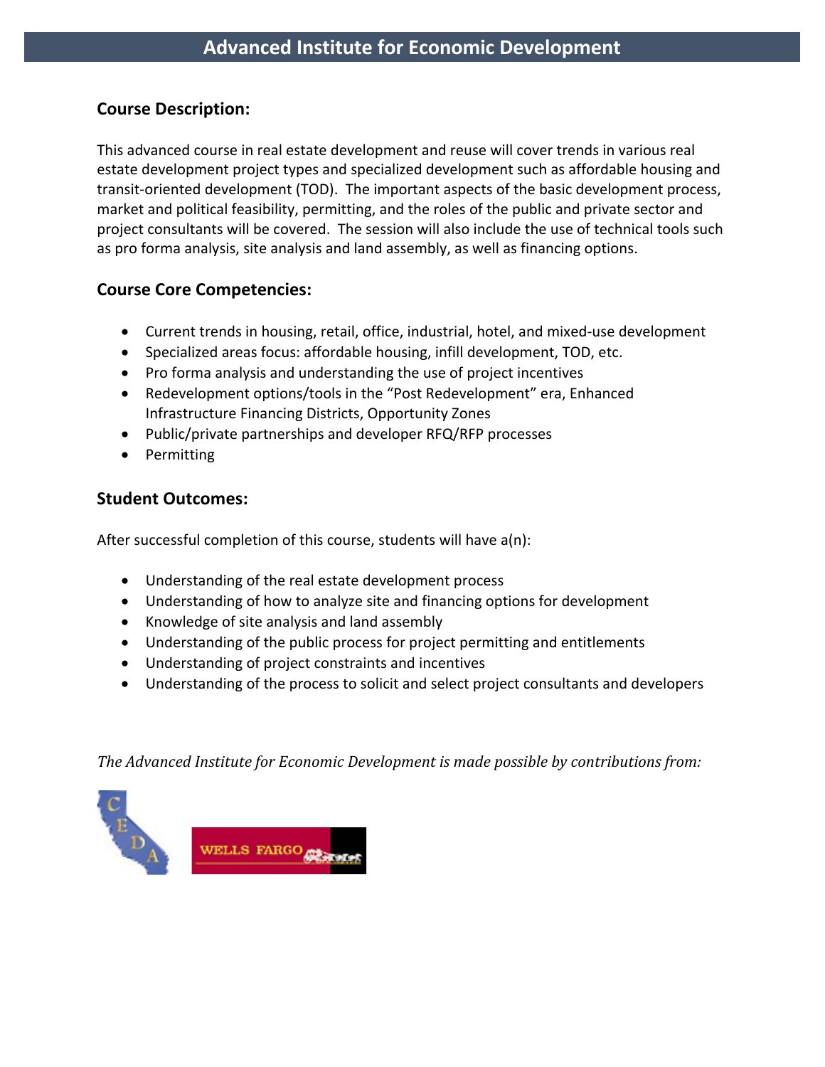# Advanced Institute for Economic Development

## Course Description:

This advanced course in real estate development and reuse will cover trends in various real estate development project types and specialized development such as affordable housing and transit-oriented development (TOD). The important aspects of the basic development process, market and political feasibility, permitting, and the roles of the public and private sector and project consultants will be covered. The session will also include the use of technical tools such as pro forma analysis, site analysis and land assembly, as well as financing options.

## Course Core Competencies:

- Current trends in housing, retail, office, industrial, hotel, and mixed-use development
- Specialized areas focus: affordable housing, infill development, TOD, etc.
- Pro forma analysis and understanding the use of project incentives
- Redevelopment options/tools in the "Post Redevelopment" era, Enhanced Infrastructure Financing Districts, Opportunity Zones
- Public/private partnerships and developer RFQ/RFP processes
- Permitting

## Student Outcomes:

After successful completion of this course, students will have a(n):

- Understanding of the real estate development process
- Understanding of how to analyze site and financing options for development
- Knowledge of site analysis and land assembly
- Understanding of the public process for project permitting and entitlements
- Understanding of project constraints and incentives
- Understanding of the process to solicit and select project consultants and developers

*The Advanced Institute for Economic Development is made possible by contributions from:*

CEDA

WELLS FARGO